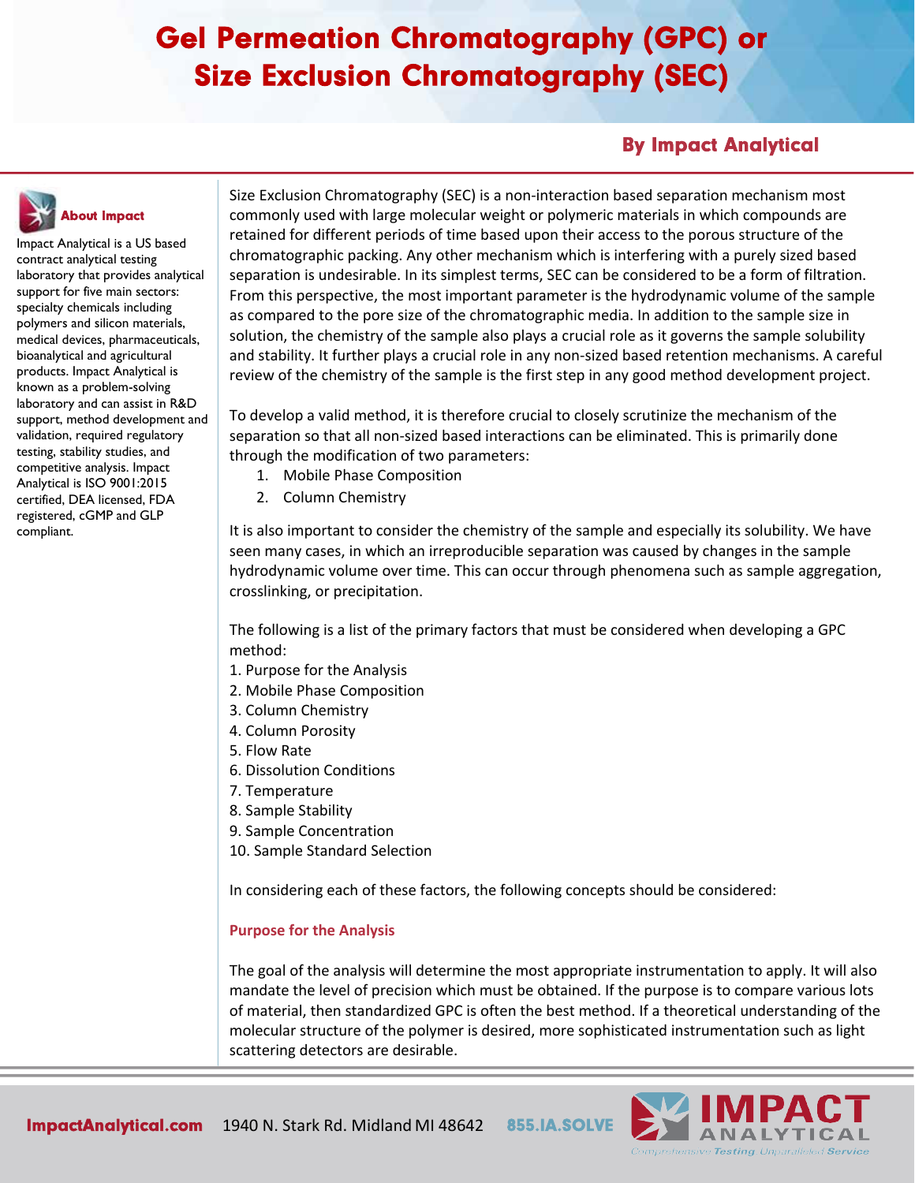# Gel Permeation Chromatography (GPC) or Size Exclusion Chromatography (SEC)

**By Impact Analytical**

### About Impact

Impact Analytical is a US based contract analytical testing laboratory that provides analytical support for five main sectors: specialty chemicals including polymers and silicon materials, medical devices, pharmaceuticals, bioanalytical and agricultural products. Impact Analytical is known as a problem-solving laboratory and can assist in R&D support, method development and validation, required regulatory testing, stability studies, and competitive analysis. Impact Analytical is ISO 9001:2015 certified, DEA licensed, FDA registered, cGMP and GLP compliant.

Size Exclusion Chromatography (SEC) is a non-interaction based separation mechanism most commonly used with large molecular weight or polymeric materials in which compounds are retained for different periods of time based upon their access to the porous structure of the chromatographic packing. Any other mechanism which is interfering with a purely sized based separation is undesirable. In its simplest terms, SEC can be considered to be a form of filtration. From this perspective, the most important parameter is the hydrodynamic volume of the sample as compared to the pore size of the chromatographic media. In addition to the sample size in solution, the chemistry of the sample also plays a crucial role as it governs the sample solubility and stability. It further plays a crucial role in any non-sized based retention mechanisms. A careful review of the chemistry of the sample is the first step in any good method development project.

To develop a valid method, it is therefore crucial to closely scrutinize the mechanism of the separation so that all non-sized based interactions can be eliminated. This is primarily done through the modification of two parameters:

1. Mobile Phase Composition
2. Column Chemistry

It is also important to consider the chemistry of the sample and especially its solubility. We have seen many cases, in which an irreproducible separation was caused by changes in the sample hydrodynamic volume over time. This can occur through phenomena such as sample aggregation, crosslinking, or precipitation.

The following is a list of the primary factors that must be considered when developing a GPC method:

1. Purpose for the Analysis
2. Mobile Phase Composition
3. Column Chemistry
4. Column Porosity
5. Flow Rate
6. Dissolution Conditions
7. Temperature
8. Sample Stability
9. Sample Concentration
10. Sample Standard Selection

In considering each of these factors, the following concepts should be considered:

### Purpose for the Analysis

The goal of the analysis will determine the most appropriate instrumentation to apply. It will also mandate the level of precision which must be obtained. If the purpose is to compare various lots of material, then standardized GPC is often the best method. If a theoretical understanding of the molecular structure of the polymer is desired, more sophisticated instrumentation such as light scattering detectors are desirable.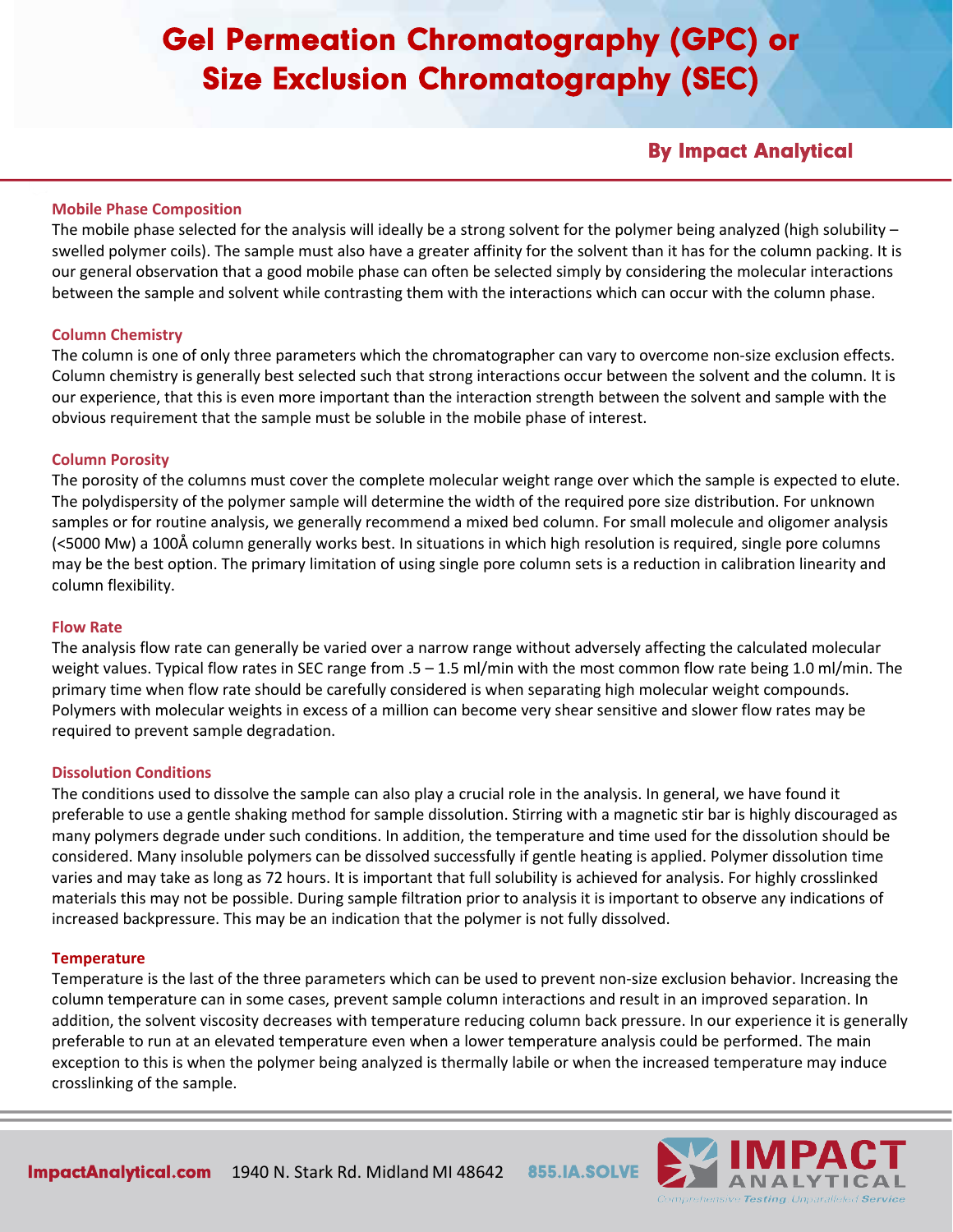# Gel Permeation Chromatography (GPC) or Size Exclusion Chromatography (SEC)

**By Impact Analytical**

### Mobile Phase Composition

The mobile phase selected for the analysis will ideally be a strong solvent for the polymer being analyzed (high solubility – swelled polymer coils). The sample must also have a greater affinity for the solvent than it has for the column packing. It is our general observation that a good mobile phase can often be selected simply by considering the molecular interactions between the sample and solvent while contrasting them with the interactions which can occur with the column phase.

### Column Chemistry

The column is one of only three parameters which the chromatographer can vary to overcome non-size exclusion effects. Column chemistry is generally best selected such that strong interactions occur between the solvent and the column. It is our experience, that this is even more important than the interaction strength between the solvent and sample with the obvious requirement that the sample must be soluble in the mobile phase of interest.

### Column Porosity

The porosity of the columns must cover the complete molecular weight range over which the sample is expected to elute. The polydispersity of the polymer sample will determine the width of the required pore size distribution. For unknown samples or for routine analysis, we generally recommend a mixed bed column. For small molecule and oligomer analysis (<5000 Mw) a 100Å column generally works best. In situations in which high resolution is required, single pore columns may be the best option. The primary limitation of using single pore column sets is a reduction in calibration linearity and column flexibility.

### Flow Rate

The analysis flow rate can generally be varied over a narrow range without adversely affecting the calculated molecular weight values. Typical flow rates in SEC range from .5 – 1.5 ml/min with the most common flow rate being 1.0 ml/min. The primary time when flow rate should be carefully considered is when separating high molecular weight compounds. Polymers with molecular weights in excess of a million can become very shear sensitive and slower flow rates may be required to prevent sample degradation.

### Dissolution Conditions

The conditions used to dissolve the sample can also play a crucial role in the analysis. In general, we have found it preferable to use a gentle shaking method for sample dissolution. Stirring with a magnetic stir bar is highly discouraged as many polymers degrade under such conditions. In addition, the temperature and time used for the dissolution should be considered. Many insoluble polymers can be dissolved successfully if gentle heating is applied. Polymer dissolution time varies and may take as long as 72 hours. It is important that full solubility is achieved for analysis. For highly crosslinked materials this may not be possible. During sample filtration prior to analysis it is important to observe any indications of increased backpressure. This may be an indication that the polymer is not fully dissolved.

### Temperature

Temperature is the last of the three parameters which can be used to prevent non-size exclusion behavior. Increasing the column temperature can in some cases, prevent sample column interactions and result in an improved separation. In addition, the solvent viscosity decreases with temperature reducing column back pressure. In our experience it is generally preferable to run at an elevated temperature even when a lower temperature analysis could be performed. The main exception to this is when the polymer being analyzed is thermally labile or when the increased temperature may induce crosslinking of the sample.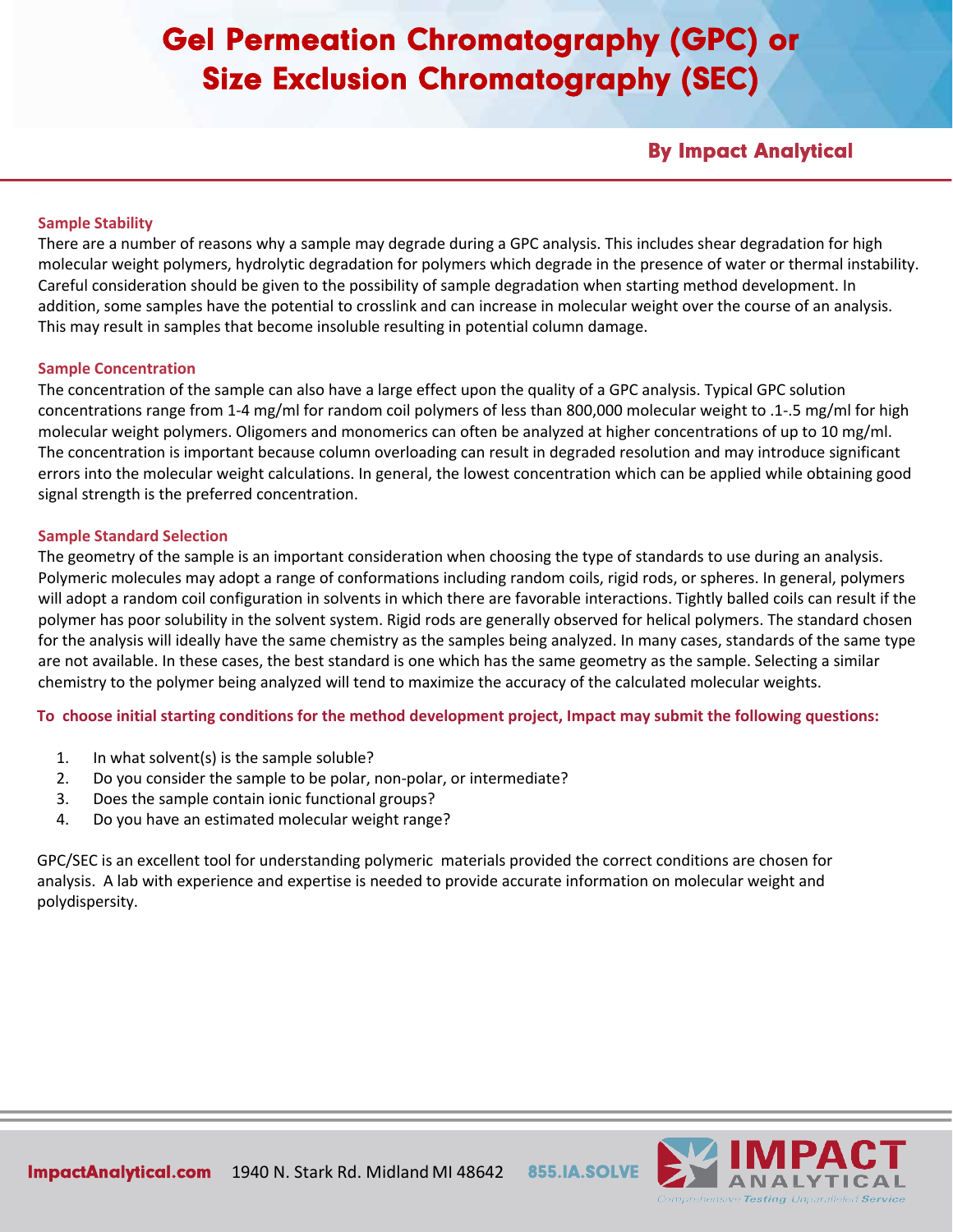# Gel Permeation Chromatography (GPC) or Size Exclusion Chromatography (SEC)

**By Impact Analytical**

### Sample Stability

There are a number of reasons why a sample may degrade during a GPC analysis. This includes shear degradation for high molecular weight polymers, hydrolytic degradation for polymers which degrade in the presence of water or thermal instability. Careful consideration should be given to the possibility of sample degradation when starting method development. In addition, some samples have the potential to crosslink and can increase in molecular weight over the course of an analysis. This may result in samples that become insoluble resulting in potential column damage.

### Sample Concentration

The concentration of the sample can also have a large effect upon the quality of a GPC analysis. Typical GPC solution concentrations range from 1-4 mg/ml for random coil polymers of less than 800,000 molecular weight to .1-.5 mg/ml for high molecular weight polymers. Oligomers and monomerics can often be analyzed at higher concentrations of up to 10 mg/ml. The concentration is important because column overloading can result in degraded resolution and may introduce significant errors into the molecular weight calculations. In general, the lowest concentration which can be applied while obtaining good signal strength is the preferred concentration.

### Sample Standard Selection

The geometry of the sample is an important consideration when choosing the type of standards to use during an analysis. Polymeric molecules may adopt a range of conformations including random coils, rigid rods, or spheres. In general, polymers will adopt a random coil configuration in solvents in which there are favorable interactions. Tightly balled coils can result if the polymer has poor solubility in the solvent system. Rigid rods are generally observed for helical polymers. The standard chosen for the analysis will ideally have the same chemistry as the samples being analyzed. In many cases, standards of the same type are not available. In these cases, the best standard is one which has the same geometry as the sample. Selecting a similar chemistry to the polymer being analyzed will tend to maximize the accuracy of the calculated molecular weights.

**To choose initial starting conditions for the method development project, Impact may submit the following questions:**

1. In what solvent(s) is the sample soluble?
2. Do you consider the sample to be polar, non-polar, or intermediate?
3. Does the sample contain ionic functional groups?
4. Do you have an estimated molecular weight range?

GPC/SEC is an excellent tool for understanding polymeric materials provided the correct conditions are chosen for analysis. A lab with experience and expertise is needed to provide accurate information on molecular weight and polydispersity.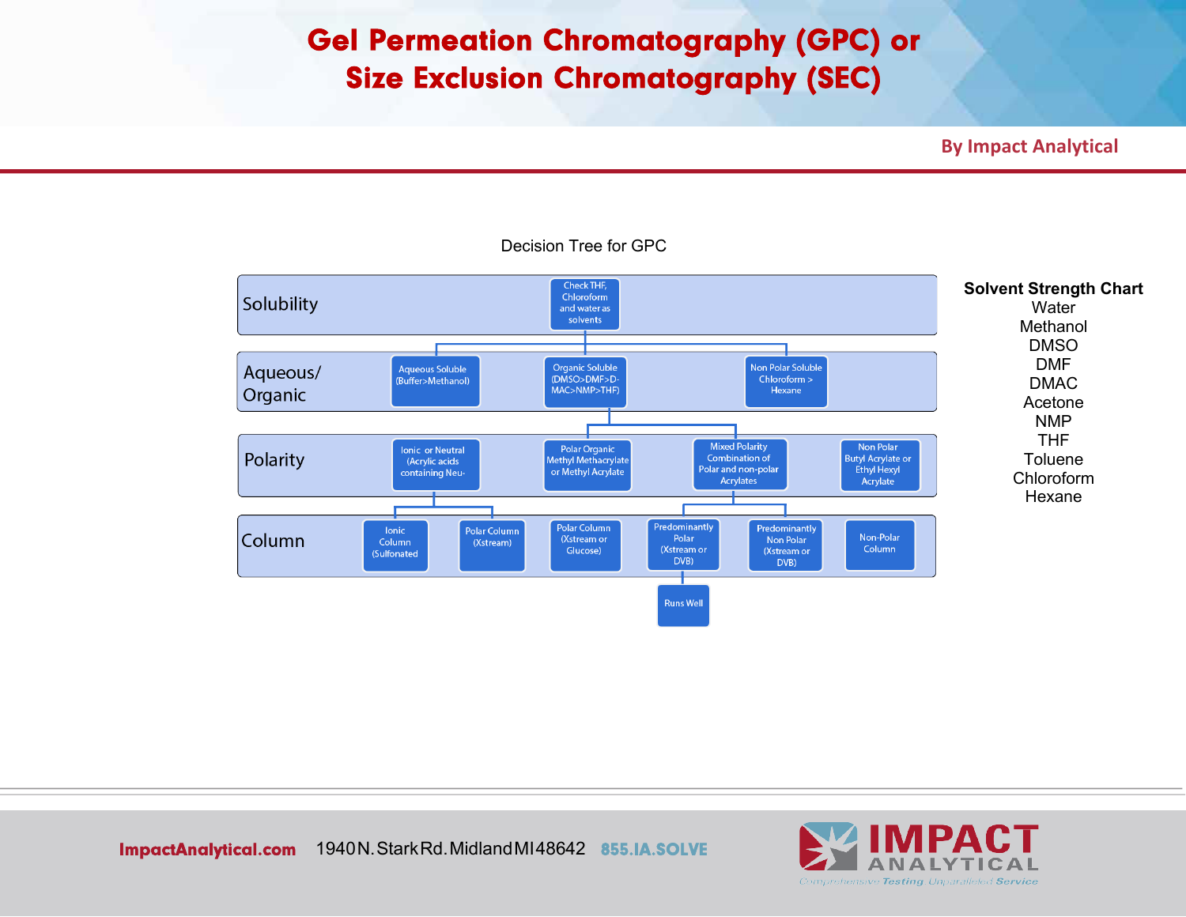# Gel Permeation Chromatography (GPC) or Size Exclusion Chromatography (SEC)

**By Impact Analytical**

Decision Tree for GPC

Solubility

Check THF, Chloroform and water as solvents

Aqueous/ Organic

Aqueous Soluble (Buffer>Methanol)

Organic Soluble (DMSO>DMF>D-MAC>NMP>THF)

Non Polar Soluble Chloroform > Hexane

Polarity

Ionic or Neutral (Acrylic acids containing Neu-

Polar Organic Methyl Methacrylate or Methyl Acrylate

Mixed Polarity Combination of Polar and non-polar Acrylates

Non Polar Butyl Acrylate or Ethyl Hexyl Acrylate

Column

Ionic Column (Sulfonated

Polar Column (Xstream)

Polar Column (Xstream or Glucose)

Predominantly Polar (Xstream or DVB)

Predominantly Non Polar (Xstream or DVB)

Non-Polar Column

Runs Well

**Solvent Strength Chart**

Water
Methanol
DMSO
DMF
DMAC
Acetone
NMP
THF
Toluene
Chloroform
Hexane

ImpactAnalytical.com 1940 N. Stark Rd. Midland MI 48642 855.IA.SOLVE

IMPACT ANALYTICAL
Comprehensive Testing Unparalleled Service